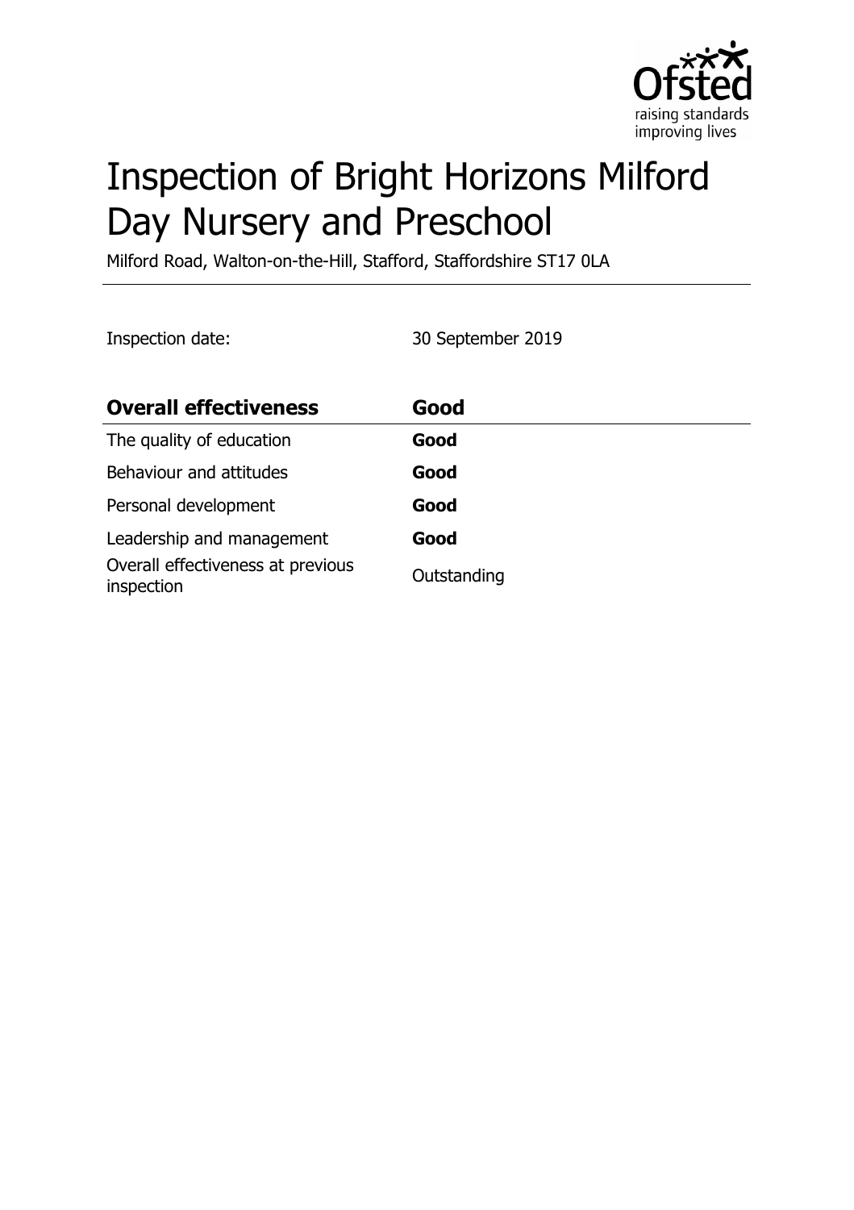# Inspection of Bright Horizons Milford Day Nursery and Preschool

Milford Road, Walton-on-the-Hill, Stafford, Staffordshire ST17 0LA

Inspection date: 30 September 2019

| **Overall effectiveness** | **Good** |
|---|---|
| The quality of education | **Good** |
| Behaviour and attitudes | **Good** |
| Personal development | **Good** |
| Leadership and management | **Good** |
| Overall effectiveness at previous inspection | Outstanding |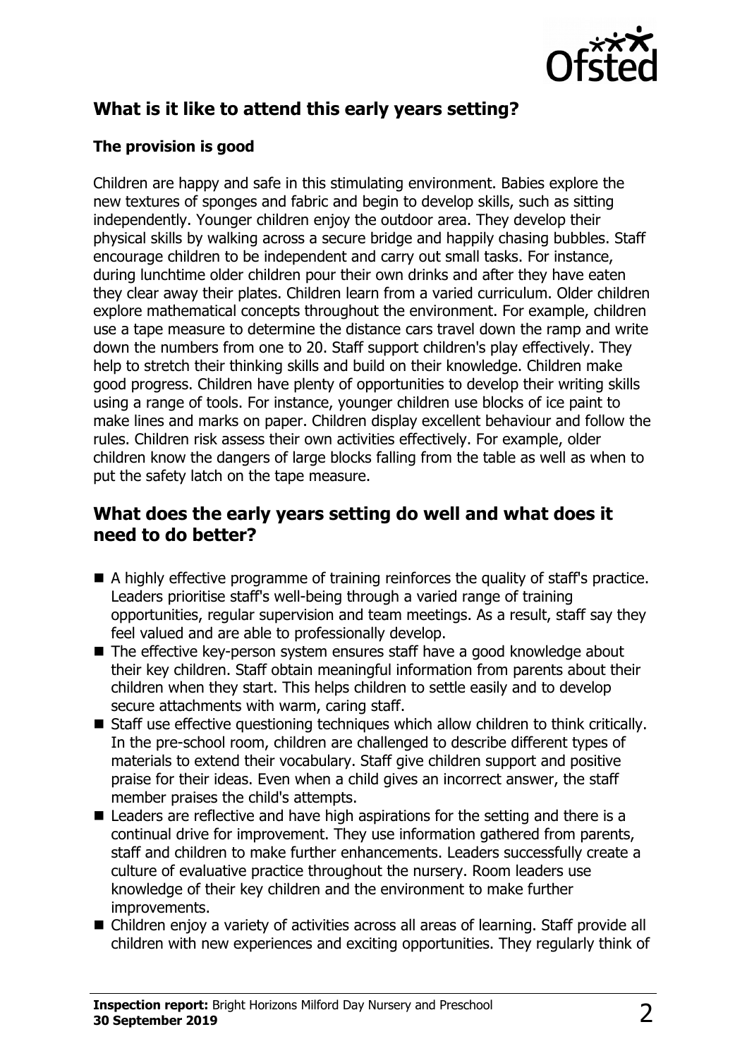## What is it like to attend this early years setting?

### The provision is good

Children are happy and safe in this stimulating environment. Babies explore the new textures of sponges and fabric and begin to develop skills, such as sitting independently. Younger children enjoy the outdoor area. They develop their physical skills by walking across a secure bridge and happily chasing bubbles. Staff encourage children to be independent and carry out small tasks. For instance, during lunchtime older children pour their own drinks and after they have eaten they clear away their plates. Children learn from a varied curriculum. Older children explore mathematical concepts throughout the environment. For example, children use a tape measure to determine the distance cars travel down the ramp and write down the numbers from one to 20. Staff support children's play effectively. They help to stretch their thinking skills and build on their knowledge. Children make good progress. Children have plenty of opportunities to develop their writing skills using a range of tools. For instance, younger children use blocks of ice paint to make lines and marks on paper. Children display excellent behaviour and follow the rules. Children risk assess their own activities effectively. For example, older children know the dangers of large blocks falling from the table as well as when to put the safety latch on the tape measure.

## What does the early years setting do well and what does it need to do better?

- A highly effective programme of training reinforces the quality of staff's practice. Leaders prioritise staff's well-being through a varied range of training opportunities, regular supervision and team meetings. As a result, staff say they feel valued and are able to professionally develop.
- The effective key-person system ensures staff have a good knowledge about their key children. Staff obtain meaningful information from parents about their children when they start. This helps children to settle easily and to develop secure attachments with warm, caring staff.
- Staff use effective questioning techniques which allow children to think critically. In the pre-school room, children are challenged to describe different types of materials to extend their vocabulary. Staff give children support and positive praise for their ideas. Even when a child gives an incorrect answer, the staff member praises the child's attempts.
- Leaders are reflective and have high aspirations for the setting and there is a continual drive for improvement. They use information gathered from parents, staff and children to make further enhancements. Leaders successfully create a culture of evaluative practice throughout the nursery. Room leaders use knowledge of their key children and the environment to make further improvements.
- Children enjoy a variety of activities across all areas of learning. Staff provide all children with new experiences and exciting opportunities. They regularly think of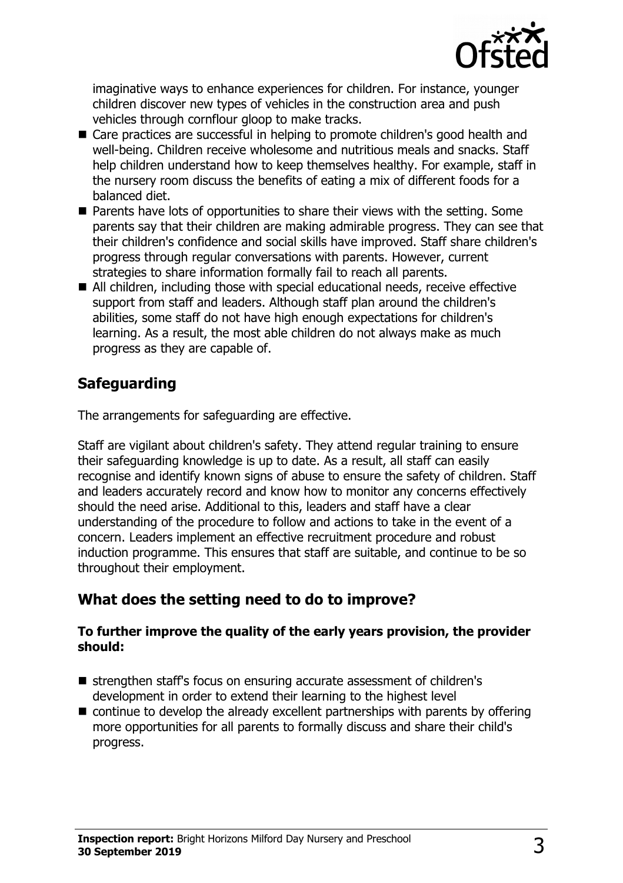imaginative ways to enhance experiences for children. For instance, younger children discover new types of vehicles in the construction area and push vehicles through cornflour gloop to make tracks.

- Care practices are successful in helping to promote children's good health and well-being. Children receive wholesome and nutritious meals and snacks. Staff help children understand how to keep themselves healthy. For example, staff in the nursery room discuss the benefits of eating a mix of different foods for a balanced diet.
- Parents have lots of opportunities to share their views with the setting. Some parents say that their children are making admirable progress. They can see that their children's confidence and social skills have improved. Staff share children's progress through regular conversations with parents. However, current strategies to share information formally fail to reach all parents.
- All children, including those with special educational needs, receive effective support from staff and leaders. Although staff plan around the children's abilities, some staff do not have high enough expectations for children's learning. As a result, the most able children do not always make as much progress as they are capable of.

## Safeguarding

The arrangements for safeguarding are effective.

Staff are vigilant about children's safety. They attend regular training to ensure their safeguarding knowledge is up to date. As a result, all staff can easily recognise and identify known signs of abuse to ensure the safety of children. Staff and leaders accurately record and know how to monitor any concerns effectively should the need arise. Additional to this, leaders and staff have a clear understanding of the procedure to follow and actions to take in the event of a concern. Leaders implement an effective recruitment procedure and robust induction programme. This ensures that staff are suitable, and continue to be so throughout their employment.

## What does the setting need to do to improve?

**To further improve the quality of the early years provision, the provider should:**

- strengthen staff's focus on ensuring accurate assessment of children's development in order to extend their learning to the highest level
- continue to develop the already excellent partnerships with parents by offering more opportunities for all parents to formally discuss and share their child's progress.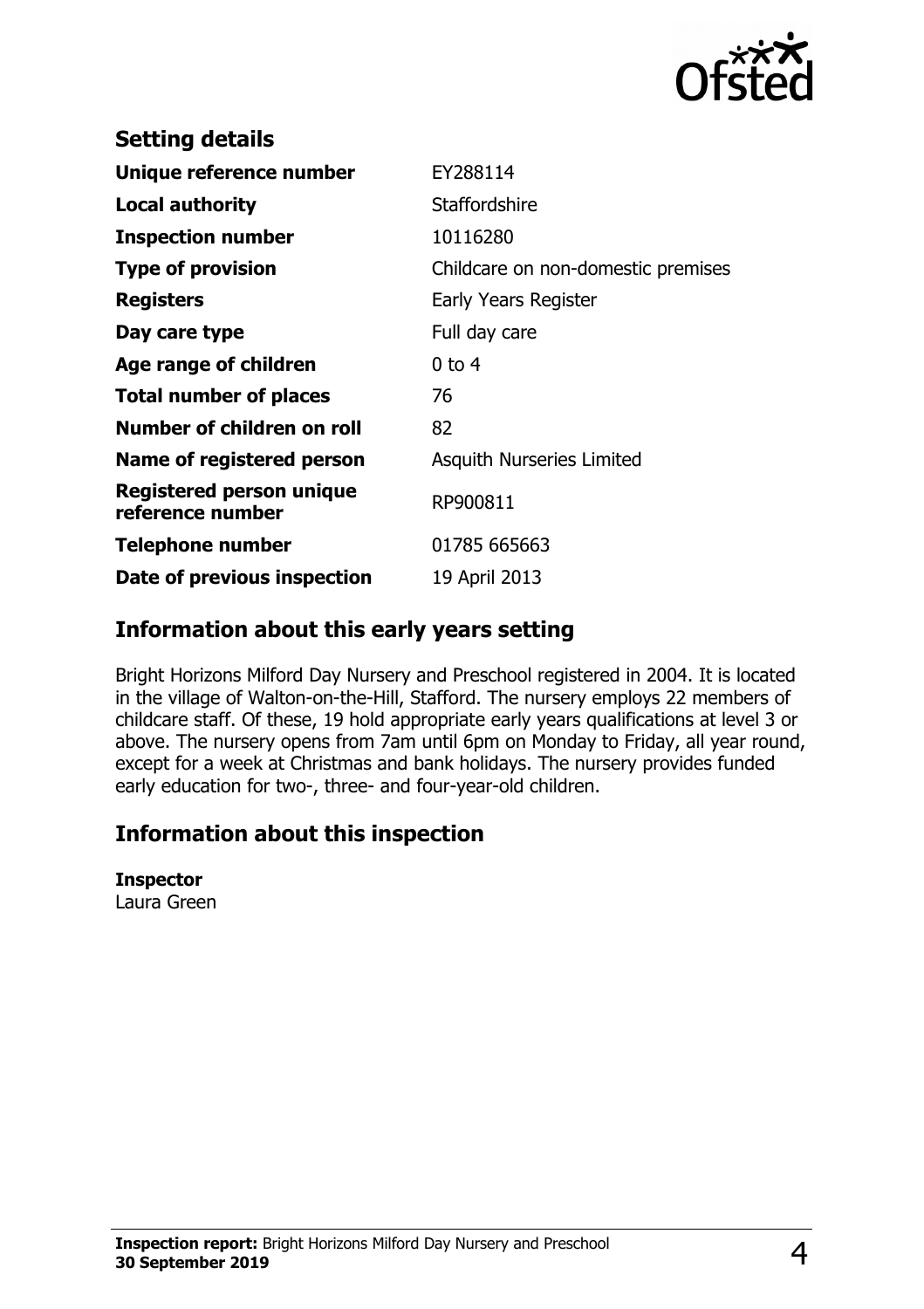## Setting details

| | |
|---|---|
| **Unique reference number** | EY288114 |
| **Local authority** | Staffordshire |
| **Inspection number** | 10116280 |
| **Type of provision** | Childcare on non-domestic premises |
| **Registers** | Early Years Register |
| **Day care type** | Full day care |
| **Age range of children** | 0 to 4 |
| **Total number of places** | 76 |
| **Number of children on roll** | 82 |
| **Name of registered person** | Asquith Nurseries Limited |
| **Registered person unique reference number** | RP900811 |
| **Telephone number** | 01785 665663 |
| **Date of previous inspection** | 19 April 2013 |

## Information about this early years setting

Bright Horizons Milford Day Nursery and Preschool registered in 2004. It is located in the village of Walton-on-the-Hill, Stafford. The nursery employs 22 members of childcare staff. Of these, 19 hold appropriate early years qualifications at level 3 or above. The nursery opens from 7am until 6pm on Monday to Friday, all year round, except for a week at Christmas and bank holidays. The nursery provides funded early education for two-, three- and four-year-old children.

## Information about this inspection

**Inspector**
Laura Green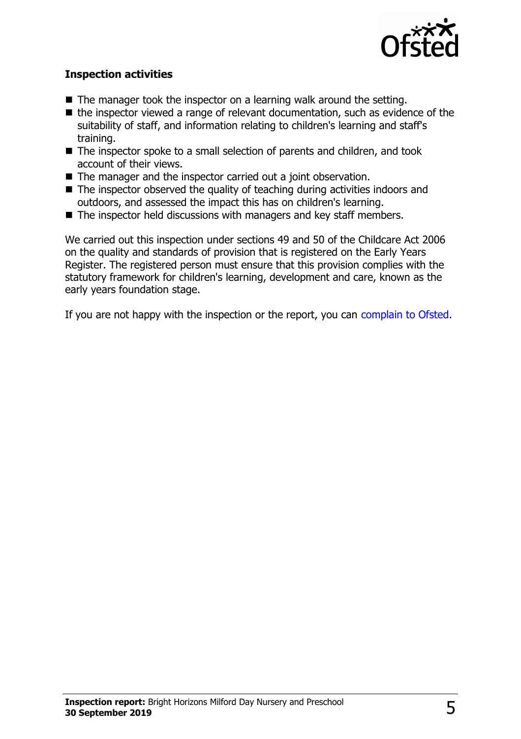### Inspection activities

- The manager took the inspector on a learning walk around the setting.
- the inspector viewed a range of relevant documentation, such as evidence of the suitability of staff, and information relating to children's learning and staff's training.
- The inspector spoke to a small selection of parents and children, and took account of their views.
- The manager and the inspector carried out a joint observation.
- The inspector observed the quality of teaching during activities indoors and outdoors, and assessed the impact this has on children's learning.
- The inspector held discussions with managers and key staff members.

We carried out this inspection under sections 49 and 50 of the Childcare Act 2006 on the quality and standards of provision that is registered on the Early Years Register. The registered person must ensure that this provision complies with the statutory framework for children's learning, development and care, known as the early years foundation stage.

If you are not happy with the inspection or the report, you can complain to Ofsted.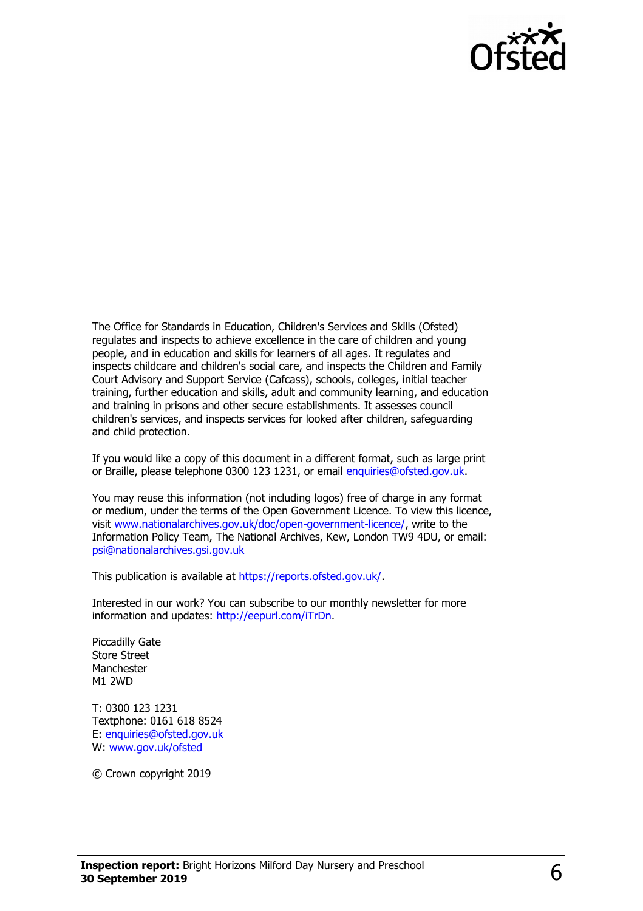The Office for Standards in Education, Children's Services and Skills (Ofsted) regulates and inspects to achieve excellence in the care of children and young people, and in education and skills for learners of all ages. It regulates and inspects childcare and children's social care, and inspects the Children and Family Court Advisory and Support Service (Cafcass), schools, colleges, initial teacher training, further education and skills, adult and community learning, and education and training in prisons and other secure establishments. It assesses council children's services, and inspects services for looked after children, safeguarding and child protection.

If you would like a copy of this document in a different format, such as large print or Braille, please telephone 0300 123 1231, or email enquiries@ofsted.gov.uk.

You may reuse this information (not including logos) free of charge in any format or medium, under the terms of the Open Government Licence. To view this licence, visit www.nationalarchives.gov.uk/doc/open-government-licence/, write to the Information Policy Team, The National Archives, Kew, London TW9 4DU, or email: psi@nationalarchives.gsi.gov.uk

This publication is available at https://reports.ofsted.gov.uk/.

Interested in our work? You can subscribe to our monthly newsletter for more information and updates: http://eepurl.com/iTrDn.

Piccadilly Gate
Store Street
Manchester
M1 2WD

T: 0300 123 1231
Textphone: 0161 618 8524
E: enquiries@ofsted.gov.uk
W: www.gov.uk/ofsted

© Crown copyright 2019